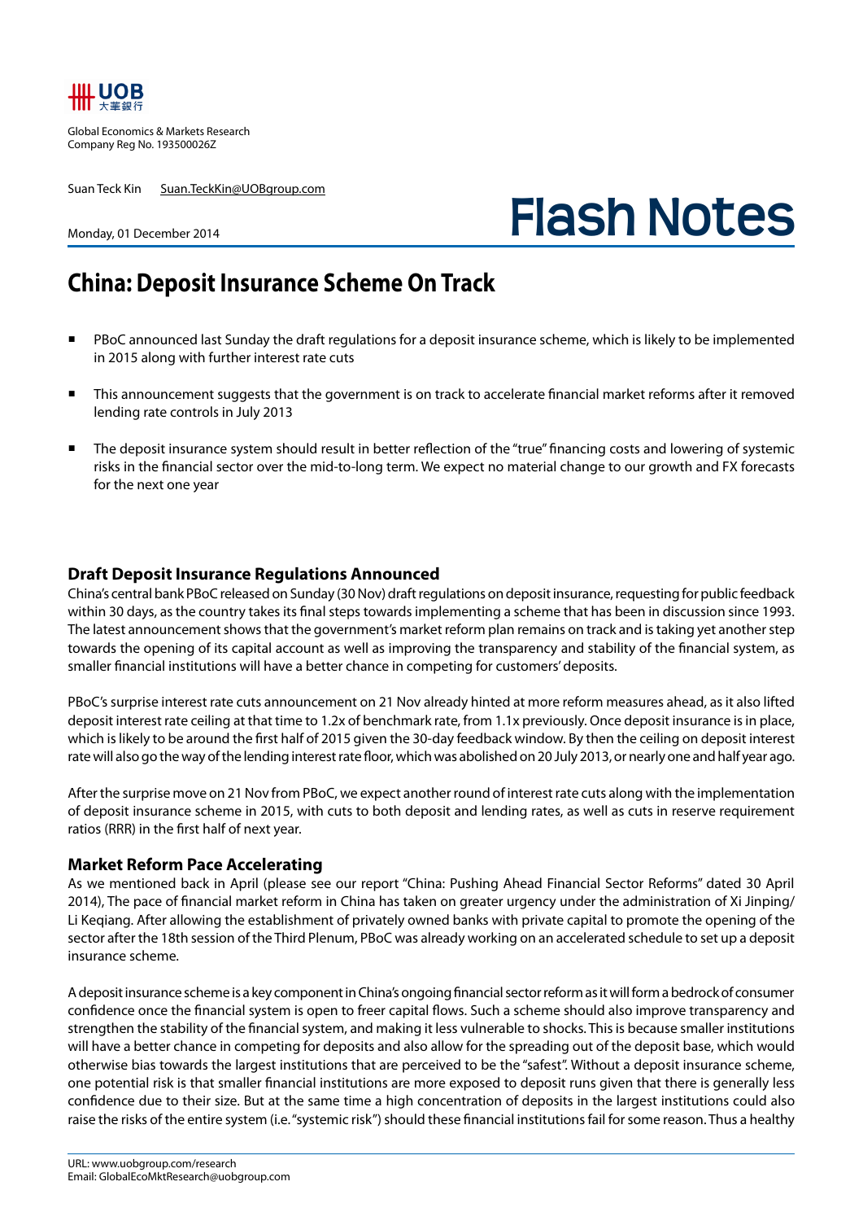UOB 大華銀行

Global Economics & Markets Research
Company Reg No. 193500026Z

Suan Teck Kin  Suan.TeckKin@UOBgroup.com

Monday, 01 December 2014

# Flash Notes

## China: Deposit Insurance Scheme On Track

- PBoC announced last Sunday the draft regulations for a deposit insurance scheme, which is likely to be implemented in 2015 along with further interest rate cuts
- This announcement suggests that the government is on track to accelerate financial market reforms after it removed lending rate controls in July 2013
- The deposit insurance system should result in better reflection of the "true" financing costs and lowering of systemic risks in the financial sector over the mid-to-long term. We expect no material change to our growth and FX forecasts for the next one year

### Draft Deposit Insurance Regulations Announced

China's central bank PBoC released on Sunday (30 Nov) draft regulations on deposit insurance, requesting for public feedback within 30 days, as the country takes its final steps towards implementing a scheme that has been in discussion since 1993. The latest announcement shows that the government's market reform plan remains on track and is taking yet another step towards the opening of its capital account as well as improving the transparency and stability of the financial system, as smaller financial institutions will have a better chance in competing for customers' deposits.

PBoC's surprise interest rate cuts announcement on 21 Nov already hinted at more reform measures ahead, as it also lifted deposit interest rate ceiling at that time to 1.2x of benchmark rate, from 1.1x previously. Once deposit insurance is in place, which is likely to be around the first half of 2015 given the 30-day feedback window. By then the ceiling on deposit interest rate will also go the way of the lending interest rate floor, which was abolished on 20 July 2013, or nearly one and half year ago.

After the surprise move on 21 Nov from PBoC, we expect another round of interest rate cuts along with the implementation of deposit insurance scheme in 2015, with cuts to both deposit and lending rates, as well as cuts in reserve requirement ratios (RRR) in the first half of next year.

### Market Reform Pace Accelerating

As we mentioned back in April (please see our report "China: Pushing Ahead Financial Sector Reforms" dated 30 April 2014), The pace of financial market reform in China has taken on greater urgency under the administration of Xi Jinping/ Li Keqiang. After allowing the establishment of privately owned banks with private capital to promote the opening of the sector after the 18th session of the Third Plenum, PBoC was already working on an accelerated schedule to set up a deposit insurance scheme.

A deposit insurance scheme is a key component in China's ongoing financial sector reform as it will form a bedrock of consumer confidence once the financial system is open to freer capital flows. Such a scheme should also improve transparency and strengthen the stability of the financial system, and making it less vulnerable to shocks. This is because smaller institutions will have a better chance in competing for deposits and also allow for the spreading out of the deposit base, which would otherwise bias towards the largest institutions that are perceived to be the "safest". Without a deposit insurance scheme, one potential risk is that smaller financial institutions are more exposed to deposit runs given that there is generally less confidence due to their size. But at the same time a high concentration of deposits in the largest institutions could also raise the risks of the entire system (i.e. "systemic risk") should these financial institutions fail for some reason. Thus a healthy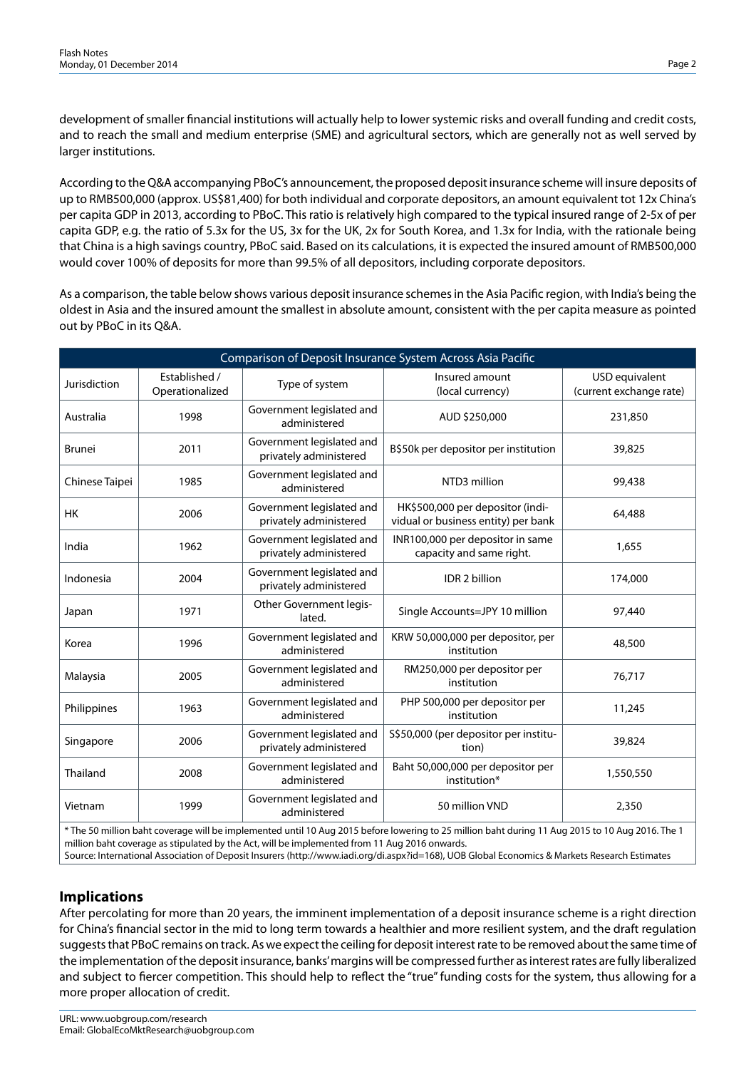development of smaller financial institutions will actually help to lower systemic risks and overall funding and credit costs, and to reach the small and medium enterprise (SME) and agricultural sectors, which are generally not as well served by larger institutions.

According to the Q&A accompanying PBoC's announcement, the proposed deposit insurance scheme will insure deposits of up to RMB500,000 (approx. US$81,400) for both individual and corporate depositors, an amount equivalent tot 12x China's per capita GDP in 2013, according to PBoC. This ratio is relatively high compared to the typical insured range of 2-5x of per capita GDP, e.g. the ratio of 5.3x for the US, 3x for the UK, 2x for South Korea, and 1.3x for India, with the rationale being that China is a high savings country, PBoC said. Based on its calculations, it is expected the insured amount of RMB500,000 would cover 100% of deposits for more than 99.5% of all depositors, including corporate depositors.

As a comparison, the table below shows various deposit insurance schemes in the Asia Pacific region, with India's being the oldest in Asia and the insured amount the smallest in absolute amount, consistent with the per capita measure as pointed out by PBoC in its Q&A.

**Comparison of Deposit Insurance System Across Asia Pacific**

| Jurisdiction | Established / Operationalized | Type of system | Insured amount (local currency) | USD equivalent (current exchange rate) |
|---|---|---|---|---|
| Australia | 1998 | Government legislated and administered | AUD $250,000 | 231,850 |
| Brunei | 2011 | Government legislated and privately administered | B$50k per depositor per institution | 39,825 |
| Chinese Taipei | 1985 | Government legislated and administered | NTD3 million | 99,438 |
| HK | 2006 | Government legislated and privately administered | HK$500,000 per depositor (individual or business entity) per bank | 64,488 |
| India | 1962 | Government legislated and privately administered | INR100,000 per depositor in same capacity and same right. | 1,655 |
| Indonesia | 2004 | Government legislated and privately administered | IDR 2 billion | 174,000 |
| Japan | 1971 | Other Government legislated. | Single Accounts=JPY 10 million | 97,440 |
| Korea | 1996 | Government legislated and administered | KRW 50,000,000 per depositor, per institution | 48,500 |
| Malaysia | 2005 | Government legislated and administered | RM250,000 per depositor per institution | 76,717 |
| Philippines | 1963 | Government legislated and administered | PHP 500,000 per depositor per institution | 11,245 |
| Singapore | 2006 | Government legislated and privately administered | S$50,000 (per depositor per institution) | 39,824 |
| Thailand | 2008 | Government legislated and administered | Baht 50,000,000 per depositor per institution* | 1,550,550 |
| Vietnam | 1999 | Government legislated and administered | 50 million VND | 2,350 |

* The 50 million baht coverage will be implemented until 10 Aug 2015 before lowering to 25 million baht during 11 Aug 2015 to 10 Aug 2016. The 1 million baht coverage as stipulated by the Act, will be implemented from 11 Aug 2016 onwards.
Source: International Association of Deposit Insurers (http://www.iadi.org/di.aspx?id=168), UOB Global Economics & Markets Research Estimates

## Implications

After percolating for more than 20 years, the imminent implementation of a deposit insurance scheme is a right direction for China's financial sector in the mid to long term towards a healthier and more resilient system, and the draft regulation suggests that PBoC remains on track. As we expect the ceiling for deposit interest rate to be removed about the same time of the implementation of the deposit insurance, banks' margins will be compressed further as interest rates are fully liberalized and subject to fiercer competition. This should help to reflect the "true" funding costs for the system, thus allowing for a more proper allocation of credit.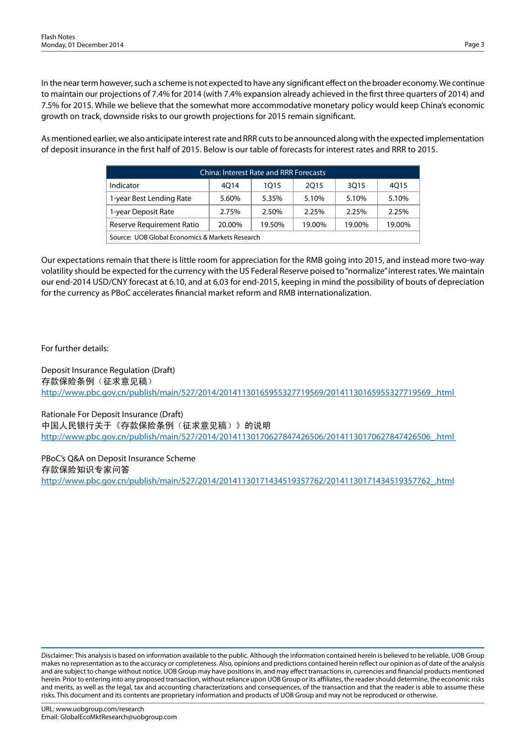In the near term however, such a scheme is not expected to have any significant effect on the broader economy. We continue to maintain our projections of 7.4% for 2014 (with 7.4% expansion already achieved in the first three quarters of 2014) and 7.5% for 2015. While we believe that the somewhat more accommodative monetary policy would keep China's economic growth on track, downside risks to our growth projections for 2015 remain significant.

As mentioned earlier, we also anticipate interest rate and RRR cuts to be announced along with the expected implementation of deposit insurance in the first half of 2015. Below is our table of forecasts for interest rates and RRR to 2015.

China: Interest Rate and RRR Forecasts

| Indicator | 4Q14 | 1Q15 | 2Q15 | 3Q15 | 4Q15 |
|---|---|---|---|---|---|
| 1-year Best Lending Rate | 5.60% | 5.35% | 5.10% | 5.10% | 5.10% |
| 1-year Deposit Rate | 2.75% | 2.50% | 2.25% | 2.25% | 2.25% |
| Reserve Requirement Ratio | 20.00% | 19.50% | 19.00% | 19.00% | 19.00% |

Source: UOB Global Economics & Markets Research

Our expectations remain that there is little room for appreciation for the RMB going into 2015, and instead more two-way volatility should be expected for the currency with the US Federal Reserve poised to "normalize" interest rates. We maintain our end-2014 USD/CNY forecast at 6.10, and at 6.03 for end-2015, keeping in mind the possibility of bouts of depreciation for the currency as PBoC accelerates financial market reform and RMB internationalization.

For further details:

Deposit Insurance Regulation (Draft)
存款保险条例（征求意见稿）
http://www.pbc.gov.cn/publish/main/527/2014/20141130165955327719569/20141130165955327719569_.html

Rationale For Deposit Insurance (Draft)
中国人民银行关于《存款保险条例（征求意见稿）》的说明
http://www.pbc.gov.cn/publish/main/527/2014/20141130170627847426506/20141130170627847426506_.html

PBoC's Q&A on Deposit Insurance Scheme
存款保险知识专家问答
http://www.pbc.gov.cn/publish/main/527/2014/20141130171434519357762/20141130171434519357762_.html

Disclaimer: This analysis is based on information available to the public. Although the information contained herein is believed to be reliable, UOB Group makes no representation as to the accuracy or completeness. Also, opinions and predictions contained herein reflect our opinion as of date of the analysis and are subject to change without notice. UOB Group may have positions in, and may effect transactions in, currencies and financial products mentioned herein. Prior to entering into any proposed transaction, without reliance upon UOB Group or its affiliates, the reader should determine, the economic risks and merits, as well as the legal, tax and accounting characterizations and consequences, of the transaction and that the reader is able to assume these risks. This document and its contents are proprietary information and products of UOB Group and may not be reproduced or otherwise.

URL: www.uobgroup.com/research
Email: GlobalEcoMktResearch@uobgroup.com